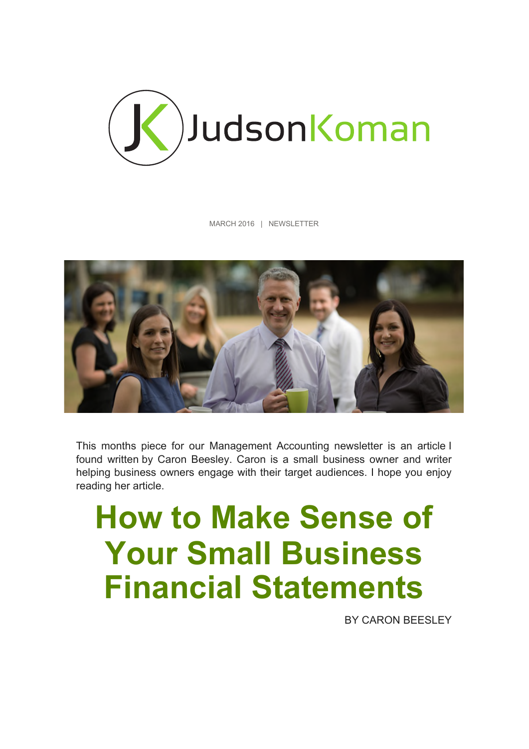JudsonKoman

MARCH 2016 | NEWSLETTER

This months piece for our Management Accounting newsletter is an article I found written by Caron Beesley. Caron is a small business owner and writer helping business owners engage with their target audiences. I hope you enjoy reading her article.

# How to Make Sense of Your Small Business Financial Statements

BY CARON BEESLEY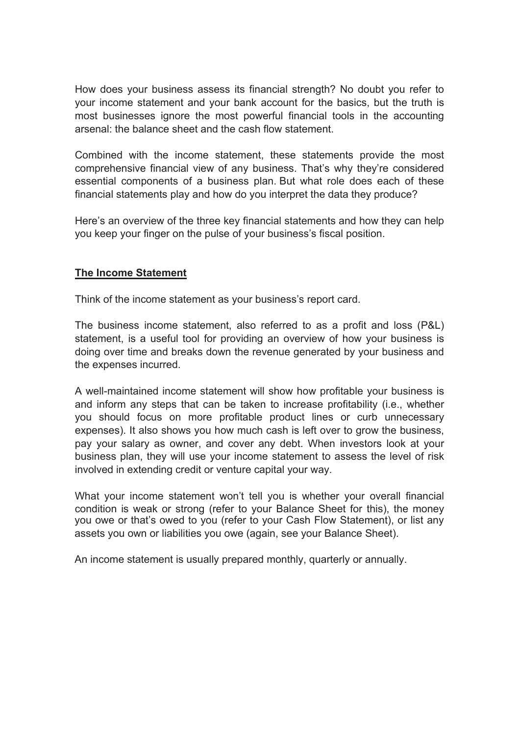How does your business assess its financial strength? No doubt you refer to your income statement and your bank account for the basics, but the truth is most businesses ignore the most powerful financial tools in the accounting arsenal: the balance sheet and the cash flow statement.

Combined with the income statement, these statements provide the most comprehensive financial view of any business. That's why they're considered essential components of a business plan. But what role does each of these financial statements play and how do you interpret the data they produce?

Here's an overview of the three key financial statements and how they can help you keep your finger on the pulse of your business's fiscal position.

## <u>The Income Statement</u>

Think of the income statement as your business's report card.

The business income statement, also referred to as a profit and loss (P&L) statement, is a useful tool for providing an overview of how your business is doing over time and breaks down the revenue generated by your business and the expenses incurred.

A well-maintained income statement will show how profitable your business is and inform any steps that can be taken to increase profitability (i.e., whether you should focus on more profitable product lines or curb unnecessary expenses). It also shows you how much cash is left over to grow the business, pay your salary as owner, and cover any debt. When investors look at your business plan, they will use your income statement to assess the level of risk involved in extending credit or venture capital your way.

What your income statement won't tell you is whether your overall financial condition is weak or strong (refer to your Balance Sheet for this), the money you owe or that's owed to you (refer to your Cash Flow Statement), or list any assets you own or liabilities you owe (again, see your Balance Sheet).

An income statement is usually prepared monthly, quarterly or annually.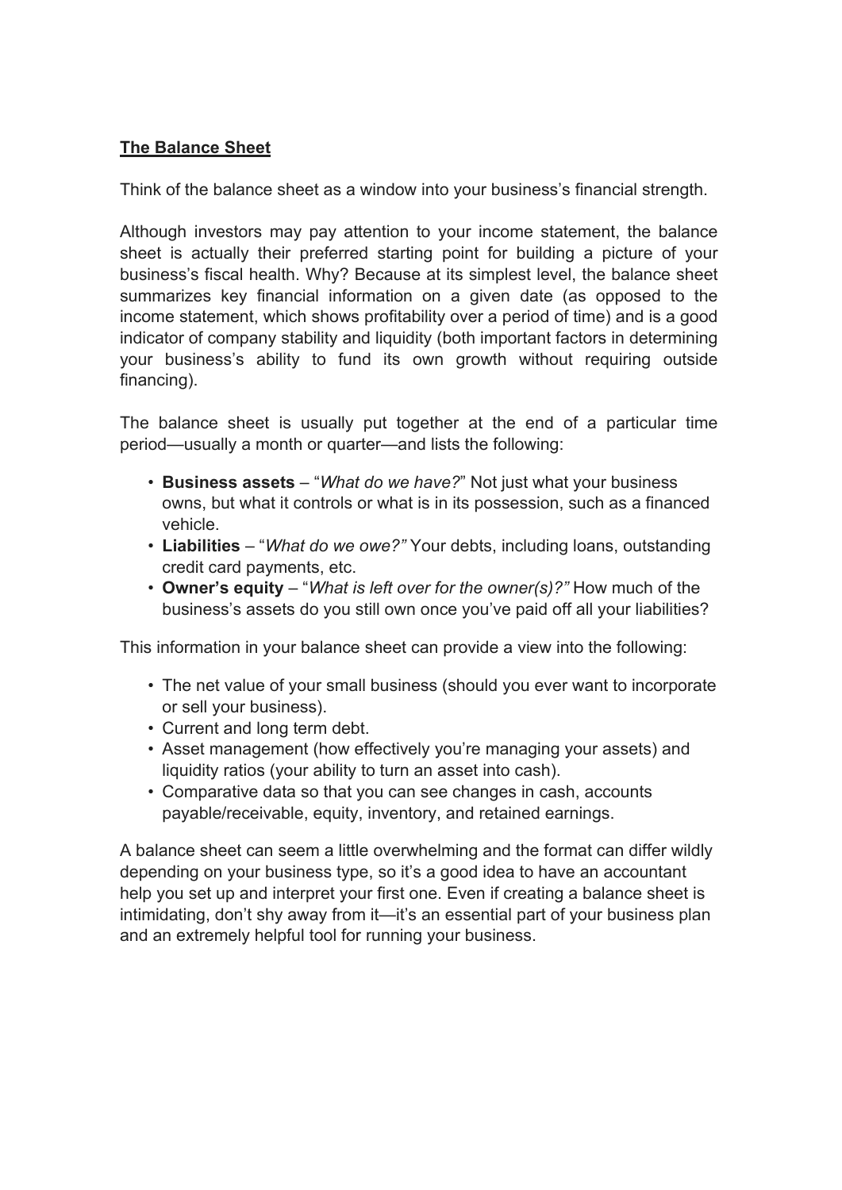## The Balance Sheet

Think of the balance sheet as a window into your business's financial strength.

Although investors may pay attention to your income statement, the balance sheet is actually their preferred starting point for building a picture of your business's fiscal health. Why? Because at its simplest level, the balance sheet summarizes key financial information on a given date (as opposed to the income statement, which shows profitability over a period of time) and is a good indicator of company stability and liquidity (both important factors in determining your business's ability to fund its own growth without requiring outside financing).

The balance sheet is usually put together at the end of a particular time period—usually a month or quarter—and lists the following:

- **Business assets** – "*What do we have?*" Not just what your business owns, but what it controls or what is in its possession, such as a financed vehicle.
- **Liabilities** – "*What do we owe?"* Your debts, including loans, outstanding credit card payments, etc.
- **Owner's equity** – "*What is left over for the owner(s)?"* How much of the business's assets do you still own once you've paid off all your liabilities?

This information in your balance sheet can provide a view into the following:

- The net value of your small business (should you ever want to incorporate or sell your business).
- Current and long term debt.
- Asset management (how effectively you're managing your assets) and liquidity ratios (your ability to turn an asset into cash).
- Comparative data so that you can see changes in cash, accounts payable/receivable, equity, inventory, and retained earnings.

A balance sheet can seem a little overwhelming and the format can differ wildly depending on your business type, so it's a good idea to have an accountant help you set up and interpret your first one. Even if creating a balance sheet is intimidating, don't shy away from it—it's an essential part of your business plan and an extremely helpful tool for running your business.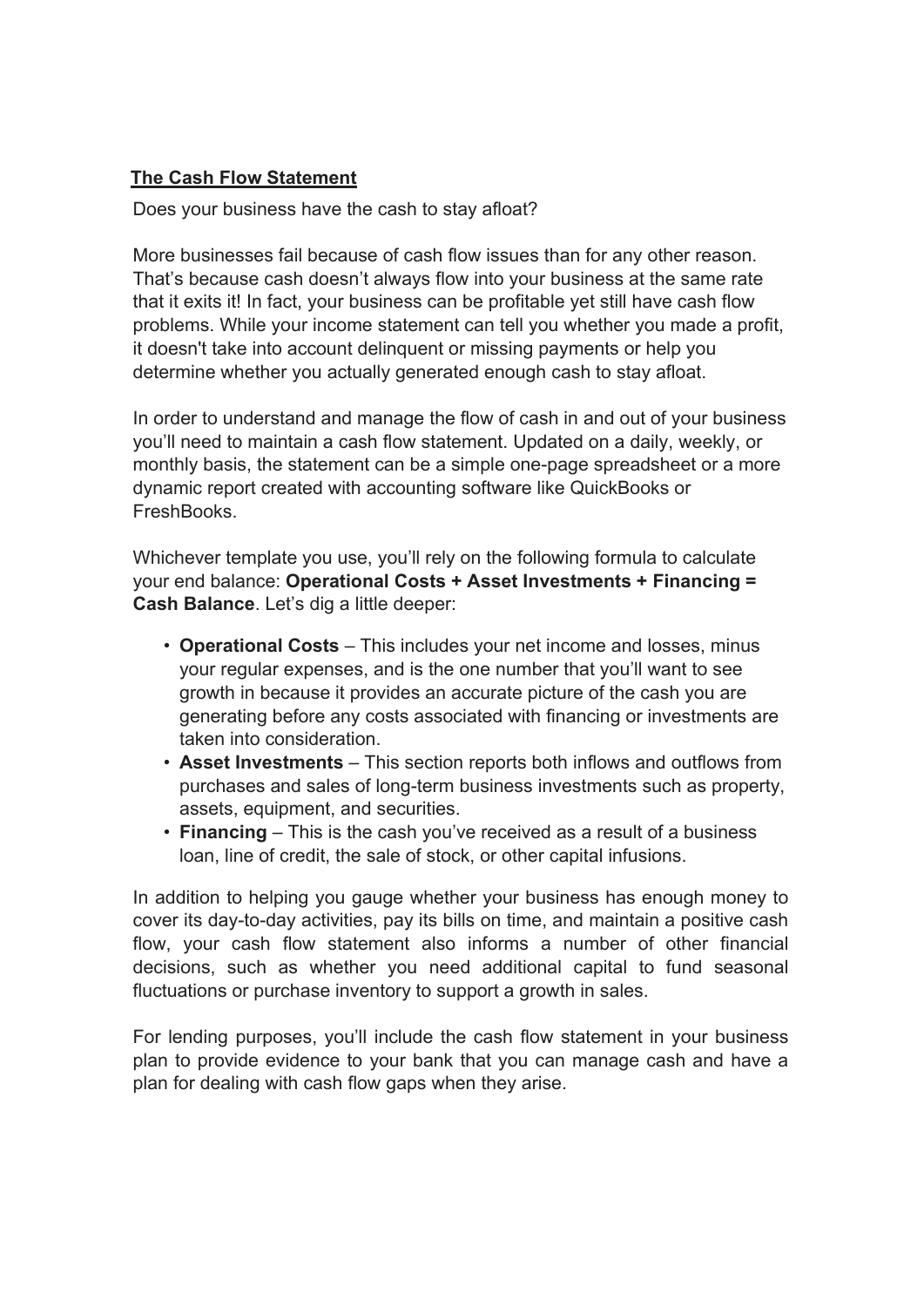## The Cash Flow Statement

Does your business have the cash to stay afloat?

More businesses fail because of cash flow issues than for any other reason. That's because cash doesn't always flow into your business at the same rate that it exits it! In fact, your business can be profitable yet still have cash flow problems. While your income statement can tell you whether you made a profit, it doesn't take into account delinquent or missing payments or help you determine whether you actually generated enough cash to stay afloat.

In order to understand and manage the flow of cash in and out of your business you'll need to maintain a cash flow statement. Updated on a daily, weekly, or monthly basis, the statement can be a simple one-page spreadsheet or a more dynamic report created with accounting software like QuickBooks or FreshBooks.

Whichever template you use, you'll rely on the following formula to calculate your end balance: **Operational Costs + Asset Investments + Financing = Cash Balance**. Let's dig a little deeper:

- **Operational Costs** – This includes your net income and losses, minus your regular expenses, and is the one number that you'll want to see growth in because it provides an accurate picture of the cash you are generating before any costs associated with financing or investments are taken into consideration.
- **Asset Investments** – This section reports both inflows and outflows from purchases and sales of long-term business investments such as property, assets, equipment, and securities.
- **Financing** – This is the cash you've received as a result of a business loan, line of credit, the sale of stock, or other capital infusions.

In addition to helping you gauge whether your business has enough money to cover its day-to-day activities, pay its bills on time, and maintain a positive cash flow, your cash flow statement also informs a number of other financial decisions, such as whether you need additional capital to fund seasonal fluctuations or purchase inventory to support a growth in sales.

For lending purposes, you'll include the cash flow statement in your business plan to provide evidence to your bank that you can manage cash and have a plan for dealing with cash flow gaps when they arise.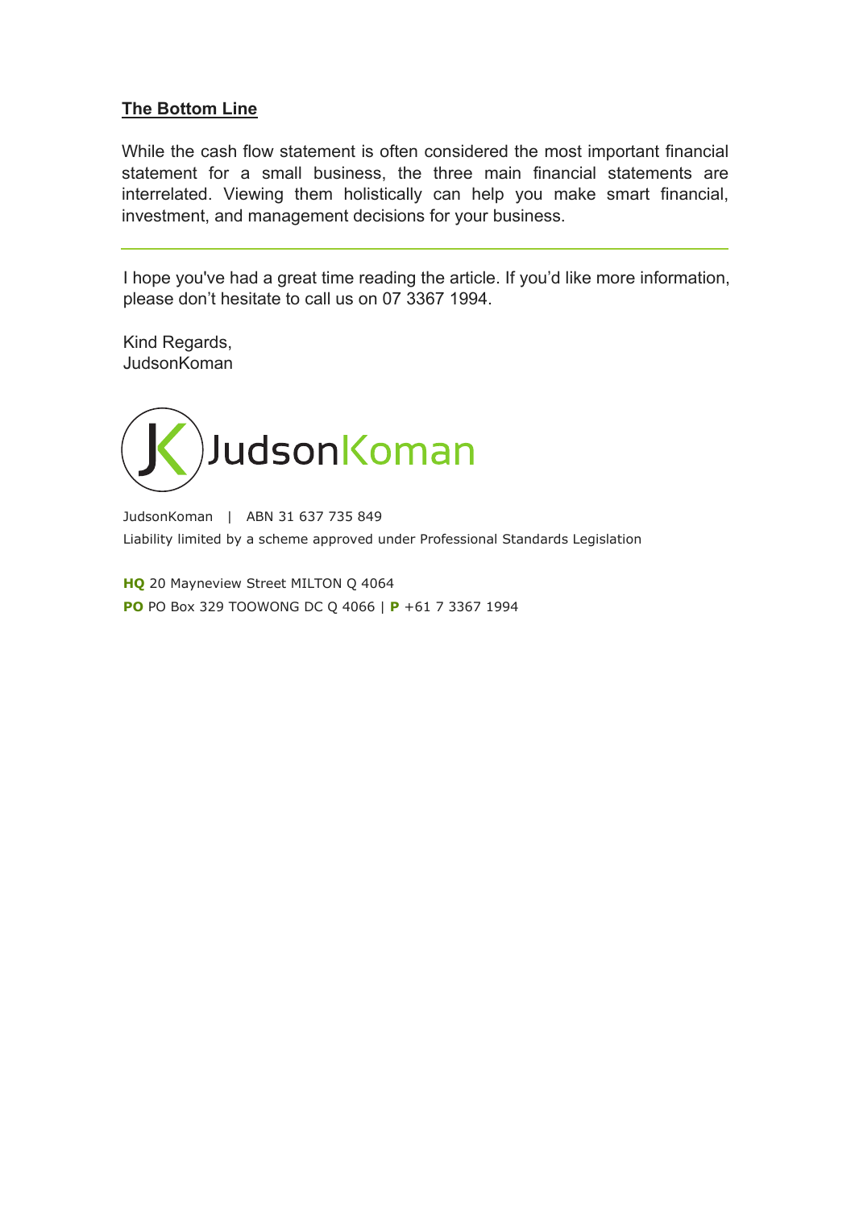## The Bottom Line

While the cash flow statement is often considered the most important financial statement for a small business, the three main financial statements are interrelated. Viewing them holistically can help you make smart financial, investment, and management decisions for your business.

---

I hope you've had a great time reading the article. If you'd like more information, please don't hesitate to call us on 07 3367 1994.

Kind Regards,
JudsonKoman

JudsonKoman

JudsonKoman | ABN 31 637 735 849
Liability limited by a scheme approved under Professional Standards Legislation

**HQ** 20 Mayneview Street MILTON Q 4064
**PO** PO Box 329 TOOWONG DC Q 4066 | **P** +61 7 3367 1994